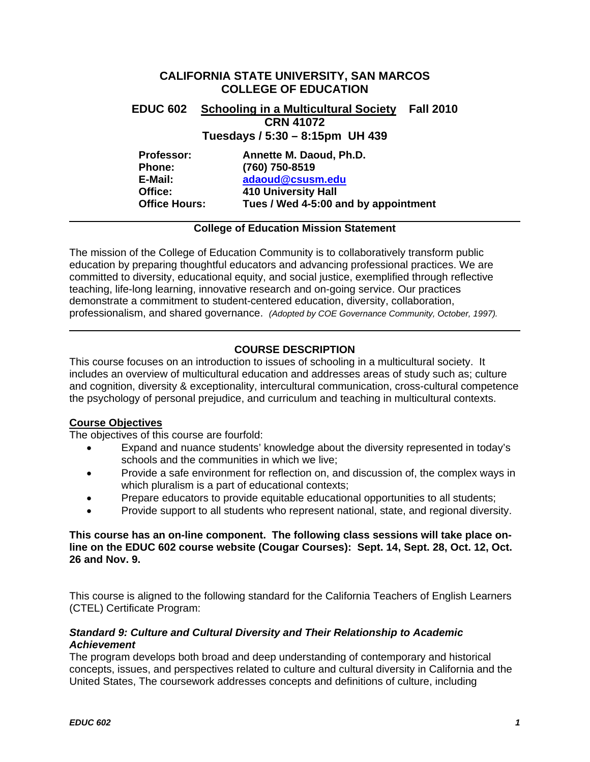# CALIFORNIA STATE UNIVERSITY, SAN MARCOS
# COLLEGE OF EDUCATION

## EDUC 602 Schooling in a Multicultural Society Fall 2010
## CRN 41072
## Tuesdays / 5:30 – 8:15pm UH 439

**Professor:** Annette M. Daoud, Ph.D.
**Phone:** (760) 750-8519
**E-Mail:** adaoud@csusm.edu
**Office:** 410 University Hall
**Office Hours:** Tues / Wed 4-5:00 and by appointment

---

**College of Education Mission Statement**

The mission of the College of Education Community is to collaboratively transform public education by preparing thoughtful educators and advancing professional practices. We are committed to diversity, educational equity, and social justice, exemplified through reflective teaching, life-long learning, innovative research and on-going service. Our practices demonstrate a commitment to student-centered education, diversity, collaboration, professionalism, and shared governance. *(Adopted by COE Governance Community, October, 1997).*

---

## COURSE DESCRIPTION

This course focuses on an introduction to issues of schooling in a multicultural society. It includes an overview of multicultural education and addresses areas of study such as; culture and cognition, diversity & exceptionality, intercultural communication, cross-cultural competence the psychology of personal prejudice, and curriculum and teaching in multicultural contexts.

### Course Objectives

The objectives of this course are fourfold:

- Expand and nuance students' knowledge about the diversity represented in today's schools and the communities in which we live;
- Provide a safe environment for reflection on, and discussion of, the complex ways in which pluralism is a part of educational contexts;
- Prepare educators to provide equitable educational opportunities to all students;
- Provide support to all students who represent national, state, and regional diversity.

**This course has an on-line component. The following class sessions will take place on-line on the EDUC 602 course website (Cougar Courses): Sept. 14, Sept. 28, Oct. 12, Oct. 26 and Nov. 9.**

This course is aligned to the following standard for the California Teachers of English Learners (CTEL) Certificate Program:

***Standard 9: Culture and Cultural Diversity and Their Relationship to Academic Achievement***

The program develops both broad and deep understanding of contemporary and historical concepts, issues, and perspectives related to culture and cultural diversity in California and the United States, The coursework addresses concepts and definitions of culture, including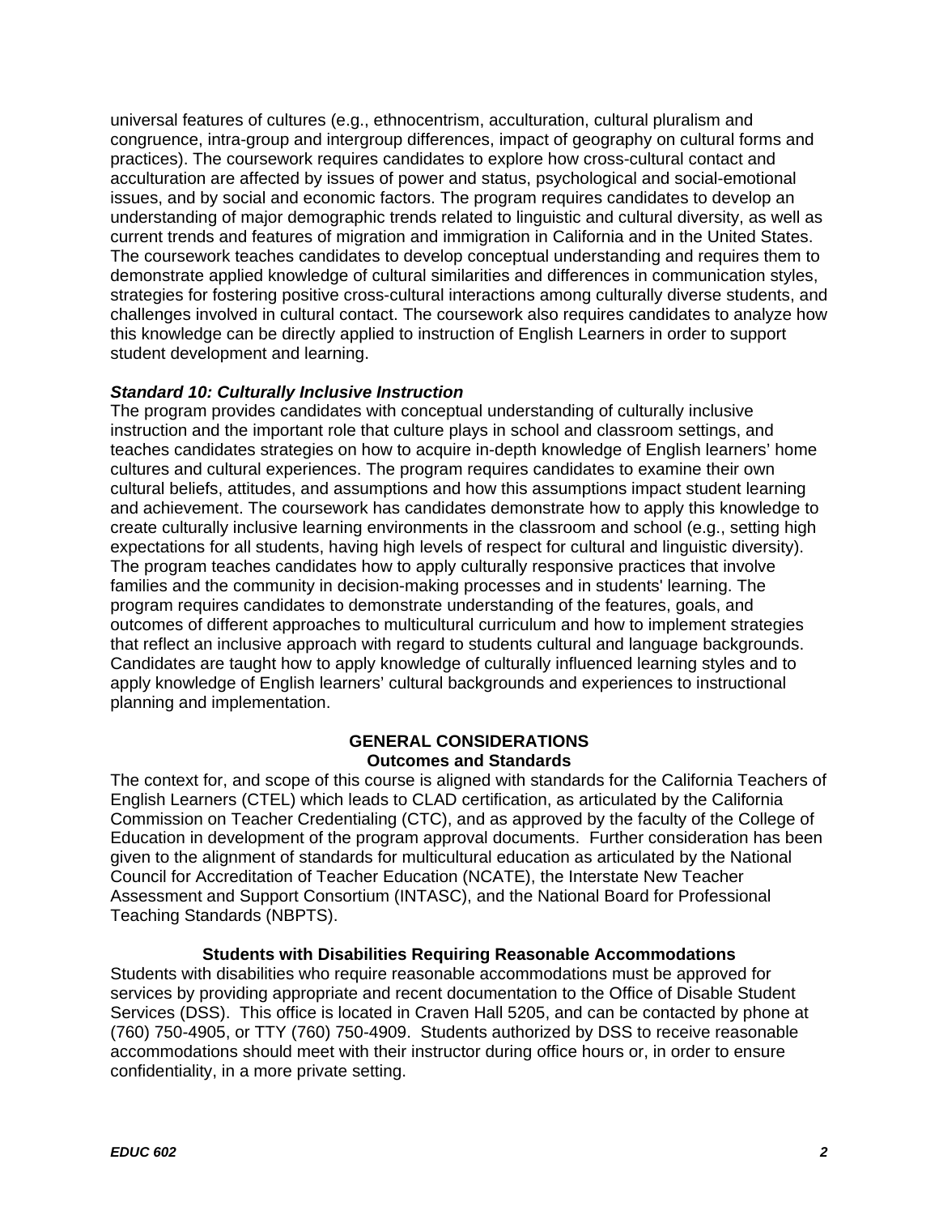universal features of cultures (e.g., ethnocentrism, acculturation, cultural pluralism and congruence, intra-group and intergroup differences, impact of geography on cultural forms and practices). The coursework requires candidates to explore how cross-cultural contact and acculturation are affected by issues of power and status, psychological and social-emotional issues, and by social and economic factors. The program requires candidates to develop an understanding of major demographic trends related to linguistic and cultural diversity, as well as current trends and features of migration and immigration in California and in the United States. The coursework teaches candidates to develop conceptual understanding and requires them to demonstrate applied knowledge of cultural similarities and differences in communication styles, strategies for fostering positive cross-cultural interactions among culturally diverse students, and challenges involved in cultural contact. The coursework also requires candidates to analyze how this knowledge can be directly applied to instruction of English Learners in order to support student development and learning.

***Standard 10: Culturally Inclusive Instruction***

The program provides candidates with conceptual understanding of culturally inclusive instruction and the important role that culture plays in school and classroom settings, and teaches candidates strategies on how to acquire in-depth knowledge of English learners' home cultures and cultural experiences. The program requires candidates to examine their own cultural beliefs, attitudes, and assumptions and how this assumptions impact student learning and achievement. The coursework has candidates demonstrate how to apply this knowledge to create culturally inclusive learning environments in the classroom and school (e.g., setting high expectations for all students, having high levels of respect for cultural and linguistic diversity). The program teaches candidates how to apply culturally responsive practices that involve families and the community in decision-making processes and in students' learning. The program requires candidates to demonstrate understanding of the features, goals, and outcomes of different approaches to multicultural curriculum and how to implement strategies that reflect an inclusive approach with regard to students cultural and language backgrounds. Candidates are taught how to apply knowledge of culturally influenced learning styles and to apply knowledge of English learners' cultural backgrounds and experiences to instructional planning and implementation.

## GENERAL CONSIDERATIONS

### Outcomes and Standards

The context for, and scope of this course is aligned with standards for the California Teachers of English Learners (CTEL) which leads to CLAD certification, as articulated by the California Commission on Teacher Credentialing (CTC), and as approved by the faculty of the College of Education in development of the program approval documents. Further consideration has been given to the alignment of standards for multicultural education as articulated by the National Council for Accreditation of Teacher Education (NCATE), the Interstate New Teacher Assessment and Support Consortium (INTASC), and the National Board for Professional Teaching Standards (NBPTS).

### Students with Disabilities Requiring Reasonable Accommodations

Students with disabilities who require reasonable accommodations must be approved for services by providing appropriate and recent documentation to the Office of Disable Student Services (DSS). This office is located in Craven Hall 5205, and can be contacted by phone at (760) 750-4905, or TTY (760) 750-4909. Students authorized by DSS to receive reasonable accommodations should meet with their instructor during office hours or, in order to ensure confidentiality, in a more private setting.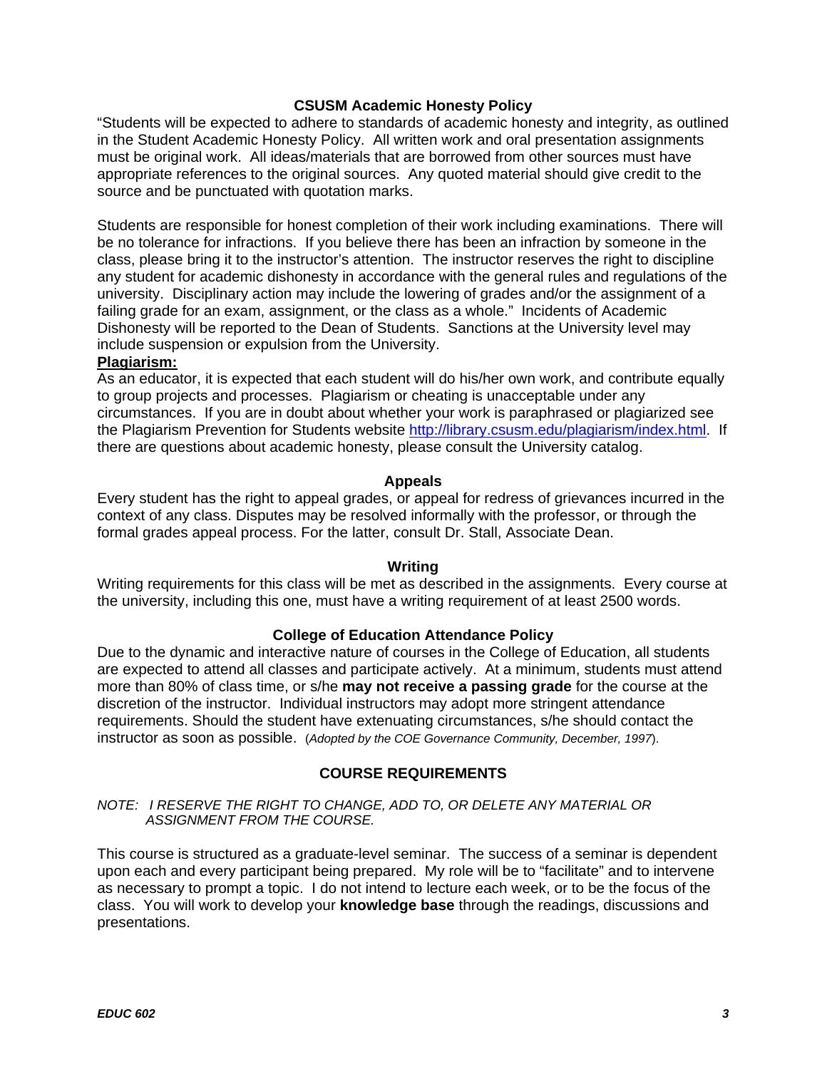## CSUSM Academic Honesty Policy

"Students will be expected to adhere to standards of academic honesty and integrity, as outlined in the Student Academic Honesty Policy. All written work and oral presentation assignments must be original work. All ideas/materials that are borrowed from other sources must have appropriate references to the original sources. Any quoted material should give credit to the source and be punctuated with quotation marks.

Students are responsible for honest completion of their work including examinations. There will be no tolerance for infractions. If you believe there has been an infraction by someone in the class, please bring it to the instructor's attention. The instructor reserves the right to discipline any student for academic dishonesty in accordance with the general rules and regulations of the university. Disciplinary action may include the lowering of grades and/or the assignment of a failing grade for an exam, assignment, or the class as a whole." Incidents of Academic Dishonesty will be reported to the Dean of Students. Sanctions at the University level may include suspension or expulsion from the University.

**Plagiarism:**

As an educator, it is expected that each student will do his/her own work, and contribute equally to group projects and processes. Plagiarism or cheating is unacceptable under any circumstances. If you are in doubt about whether your work is paraphrased or plagiarized see the Plagiarism Prevention for Students website http://library.csusm.edu/plagiarism/index.html. If there are questions about academic honesty, please consult the University catalog.

## Appeals

Every student has the right to appeal grades, or appeal for redress of grievances incurred in the context of any class. Disputes may be resolved informally with the professor, or through the formal grades appeal process. For the latter, consult Dr. Stall, Associate Dean.

## Writing

Writing requirements for this class will be met as described in the assignments. Every course at the university, including this one, must have a writing requirement of at least 2500 words.

## College of Education Attendance Policy

Due to the dynamic and interactive nature of courses in the College of Education, all students are expected to attend all classes and participate actively. At a minimum, students must attend more than 80% of class time, or s/he **may not receive a passing grade** for the course at the discretion of the instructor. Individual instructors may adopt more stringent attendance requirements. Should the student have extenuating circumstances, s/he should contact the instructor as soon as possible. (*Adopted by the COE Governance Community, December, 1997*).

## COURSE REQUIREMENTS

*NOTE: I RESERVE THE RIGHT TO CHANGE, ADD TO, OR DELETE ANY MATERIAL OR ASSIGNMENT FROM THE COURSE.*

This course is structured as a graduate-level seminar. The success of a seminar is dependent upon each and every participant being prepared. My role will be to "facilitate" and to intervene as necessary to prompt a topic. I do not intend to lecture each week, or to be the focus of the class. You will work to develop your **knowledge base** through the readings, discussions and presentations.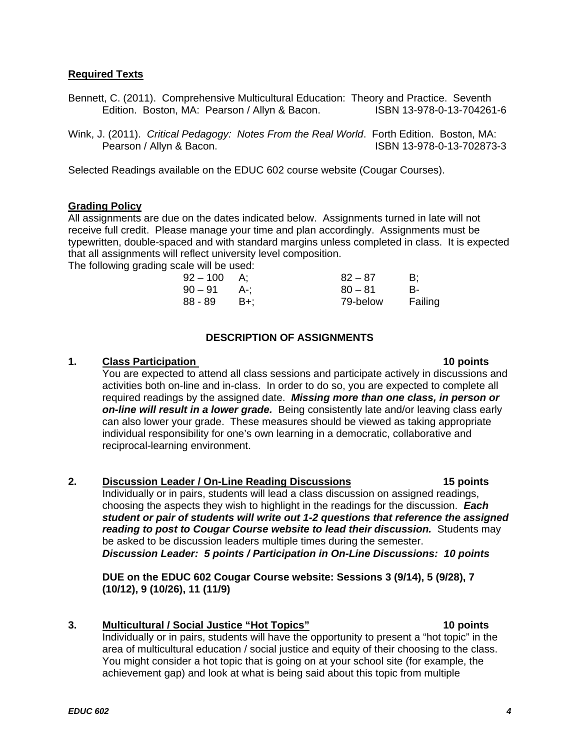**Required Texts**

Bennett, C. (2011). Comprehensive Multicultural Education: Theory and Practice. Seventh Edition. Boston, MA: Pearson / Allyn & Bacon. ISBN 13-978-0-13-704261-6

Wink, J. (2011). *Critical Pedagogy: Notes From the Real World*. Forth Edition. Boston, MA: Pearson / Allyn & Bacon. ISBN 13-978-0-13-702873-3

Selected Readings available on the EDUC 602 course website (Cougar Courses).

**Grading Policy**

All assignments are due on the dates indicated below. Assignments turned in late will not receive full credit. Please manage your time and plan accordingly. Assignments must be typewritten, double-spaced and with standard margins unless completed in class. It is expected that all assignments will reflect university level composition.

The following grading scale will be used:

| | | | |
|---|---|---|---|
| 92 – 100 | A; | 82 – 87 | B; |
| 90 – 91 | A-; | 80 – 81 | B- |
| 88 - 89 | B+; | 79-below | Failing |

**DESCRIPTION OF ASSIGNMENTS**

**1. Class Participation — 10 points**

You are expected to attend all class sessions and participate actively in discussions and activities both on-line and in-class. In order to do so, you are expected to complete all required readings by the assigned date. ***Missing more than one class, in person or on-line will result in a lower grade.*** Being consistently late and/or leaving class early can also lower your grade. These measures should be viewed as taking appropriate individual responsibility for one's own learning in a democratic, collaborative and reciprocal-learning environment.

**2. Discussion Leader / On-Line Reading Discussions — 15 points**

Individually or in pairs, students will lead a class discussion on assigned readings, choosing the aspects they wish to highlight in the readings for the discussion. ***Each student or pair of students will write out 1-2 questions that reference the assigned reading to post to Cougar Course website to lead their discussion.*** Students may be asked to be discussion leaders multiple times during the semester.

***Discussion Leader: 5 points / Participation in On-Line Discussions: 10 points***

**DUE on the EDUC 602 Cougar Course website: Sessions 3 (9/14), 5 (9/28), 7 (10/12), 9 (10/26), 11 (11/9)**

**3. Multicultural / Social Justice "Hot Topics" — 10 points**

Individually or in pairs, students will have the opportunity to present a "hot topic" in the area of multicultural education / social justice and equity of their choosing to the class. You might consider a hot topic that is going on at your school site (for example, the achievement gap) and look at what is being said about this topic from multiple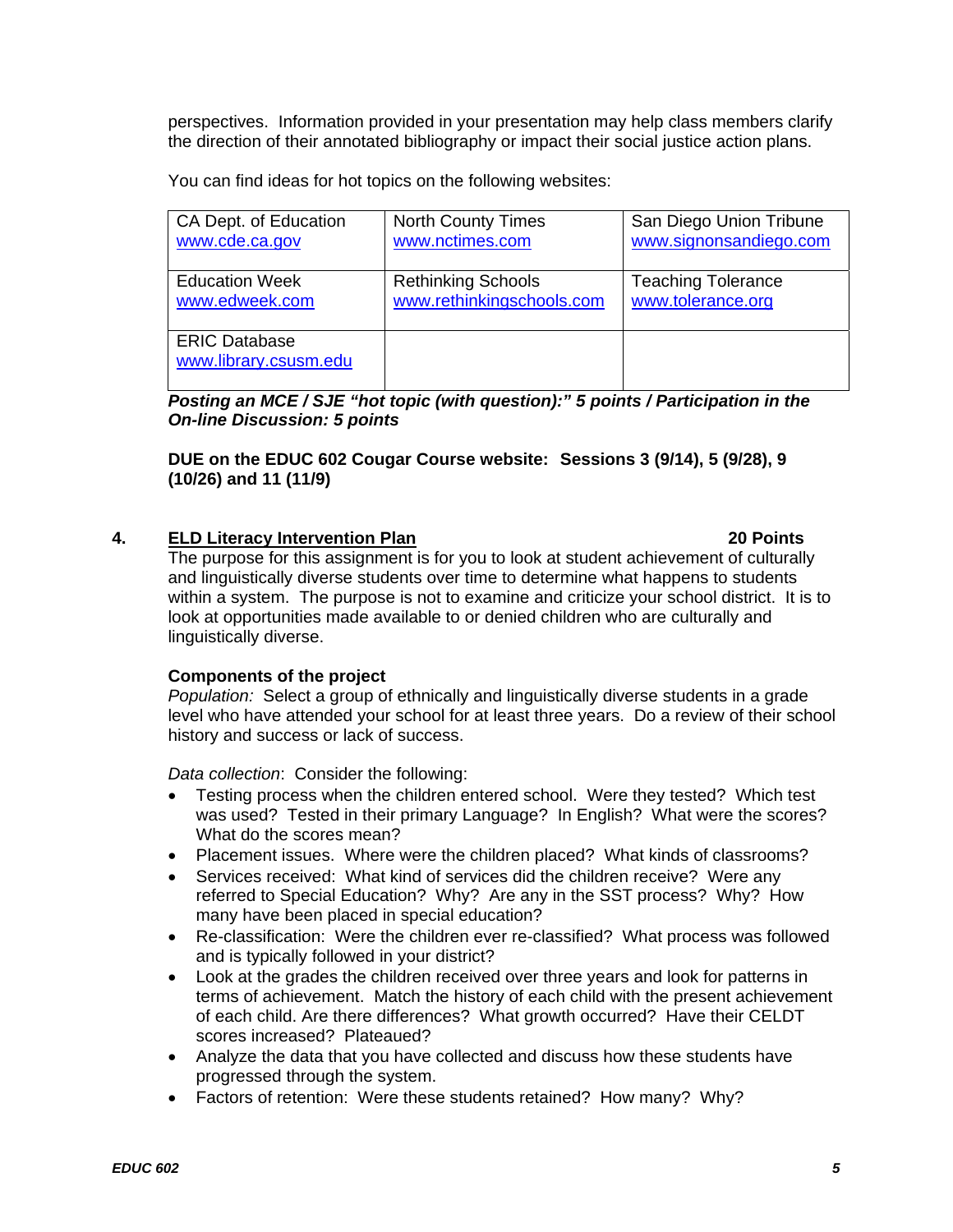perspectives. Information provided in your presentation may help class members clarify the direction of their annotated bibliography or impact their social justice action plans.

You can find ideas for hot topics on the following websites:

| | | |
|---|---|---|
| CA Dept. of Education www.cde.ca.gov | North County Times www.nctimes.com | San Diego Union Tribune www.signonsandiego.com |
| Education Week www.edweek.com | Rethinking Schools www.rethinkingschools.com | Teaching Tolerance www.tolerance.org |
| ERIC Database www.library.csusm.edu | | |

***Posting an MCE / SJE "hot topic (with question):" 5 points / Participation in the On-line Discussion: 5 points***

**DUE on the EDUC 602 Cougar Course website: Sessions 3 (9/14), 5 (9/28), 9 (10/26) and 11 (11/9)**

## 4. ELD Literacy Intervention Plan — 20 Points

The purpose for this assignment is for you to look at student achievement of culturally and linguistically diverse students over time to determine what happens to students within a system. The purpose is not to examine and criticize your school district. It is to look at opportunities made available to or denied children who are culturally and linguistically diverse.

**Components of the project**

*Population:* Select a group of ethnically and linguistically diverse students in a grade level who have attended your school for at least three years. Do a review of their school history and success or lack of success.

*Data collection*: Consider the following:

- Testing process when the children entered school. Were they tested? Which test was used? Tested in their primary Language? In English? What were the scores? What do the scores mean?
- Placement issues. Where were the children placed? What kinds of classrooms?
- Services received: What kind of services did the children receive? Were any referred to Special Education? Why? Are any in the SST process? Why? How many have been placed in special education?
- Re-classification: Were the children ever re-classified? What process was followed and is typically followed in your district?
- Look at the grades the children received over three years and look for patterns in terms of achievement. Match the history of each child with the present achievement of each child. Are there differences? What growth occurred? Have their CELDT scores increased? Plateaued?
- Analyze the data that you have collected and discuss how these students have progressed through the system.
- Factors of retention: Were these students retained? How many? Why?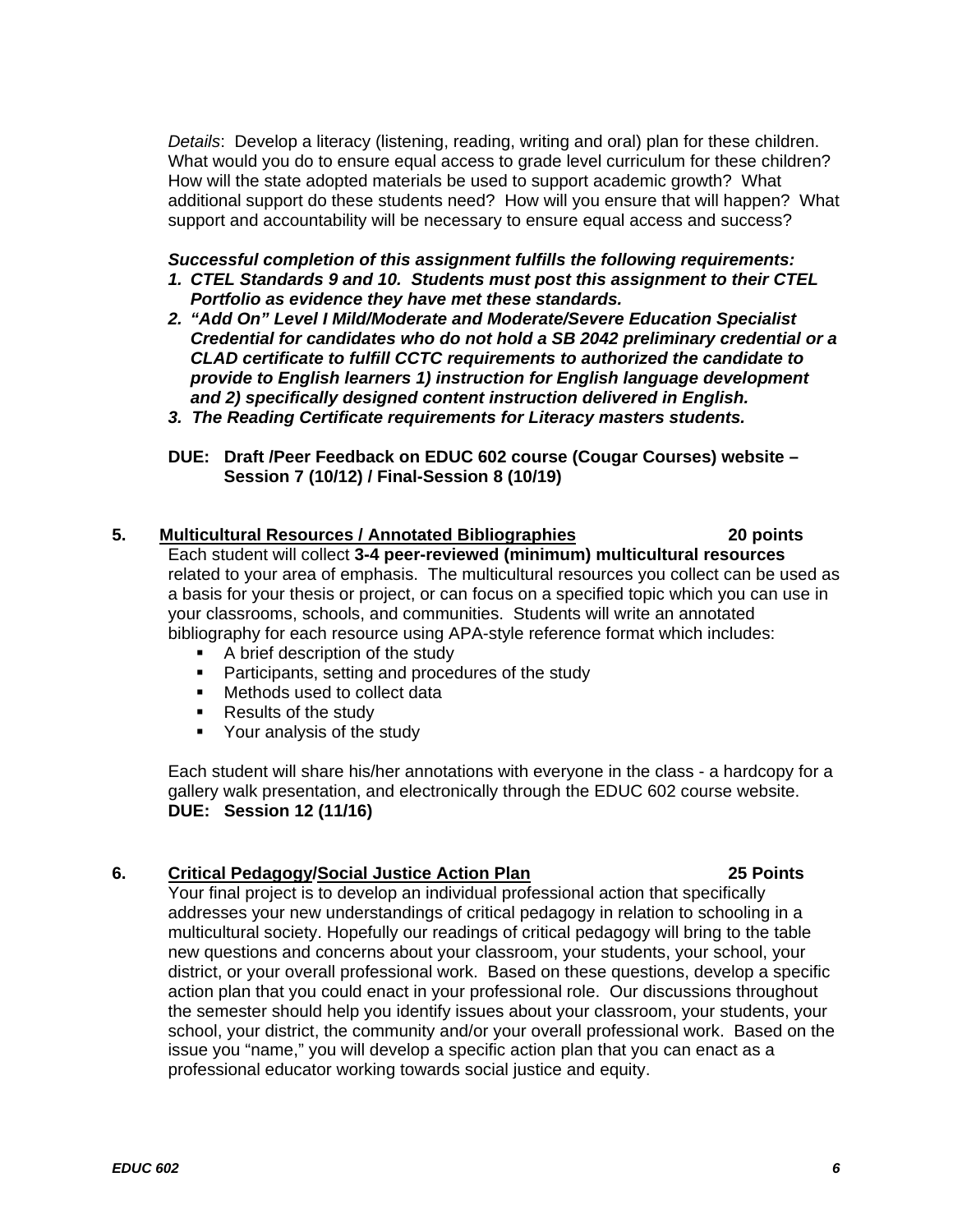*Details*: Develop a literacy (listening, reading, writing and oral) plan for these children. What would you do to ensure equal access to grade level curriculum for these children? How will the state adopted materials be used to support academic growth? What additional support do these students need? How will you ensure that will happen? What support and accountability will be necessary to ensure equal access and success?

***Successful completion of this assignment fulfills the following requirements:***

1. ***CTEL Standards 9 and 10. Students must post this assignment to their CTEL Portfolio as evidence they have met these standards.***
2. ***"Add On" Level I Mild/Moderate and Moderate/Severe Education Specialist Credential for candidates who do not hold a SB 2042 preliminary credential or a CLAD certificate to fulfill CCTC requirements to authorized the candidate to provide to English learners 1) instruction for English language development and 2) specifically designed content instruction delivered in English.***
3. ***The Reading Certificate requirements for Literacy masters students.***

**DUE: Draft /Peer Feedback on EDUC 602 course (Cougar Courses) website – Session 7 (10/12) / Final-Session 8 (10/19)**

**5. <u>Multicultural Resources / Annotated Bibliographies</u> 20 points**

Each student will collect **3-4 peer-reviewed (minimum) multicultural resources** related to your area of emphasis. The multicultural resources you collect can be used as a basis for your thesis or project, or can focus on a specified topic which you can use in your classrooms, schools, and communities. Students will write an annotated bibliography for each resource using APA-style reference format which includes:

- A brief description of the study
- Participants, setting and procedures of the study
- Methods used to collect data
- Results of the study
- Your analysis of the study

Each student will share his/her annotations with everyone in the class - a hardcopy for a gallery walk presentation, and electronically through the EDUC 602 course website.
**DUE: Session 12 (11/16)**

**6. <u>Critical Pedagogy/Social Justice Action Plan</u> 25 Points**

Your final project is to develop an individual professional action that specifically addresses your new understandings of critical pedagogy in relation to schooling in a multicultural society. Hopefully our readings of critical pedagogy will bring to the table new questions and concerns about your classroom, your students, your school, your district, or your overall professional work. Based on these questions, develop a specific action plan that you could enact in your professional role. Our discussions throughout the semester should help you identify issues about your classroom, your students, your school, your district, the community and/or your overall professional work. Based on the issue you "name," you will develop a specific action plan that you can enact as a professional educator working towards social justice and equity.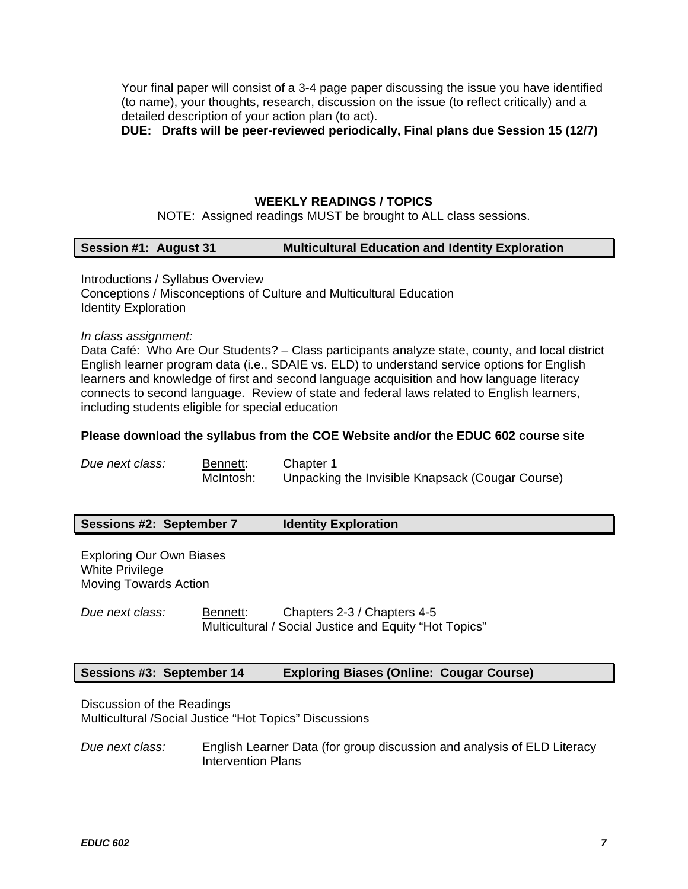Your final paper will consist of a 3-4 page paper discussing the issue you have identified (to name), your thoughts, research, discussion on the issue (to reflect critically) and a detailed description of your action plan (to act).
**DUE: Drafts will be peer-reviewed periodically, Final plans due Session 15 (12/7)**

## WEEKLY READINGS / TOPICS

NOTE: Assigned readings MUST be brought to ALL class sessions.

### Session #1: August 31 — Multicultural Education and Identity Exploration

Introductions / Syllabus Overview
Conceptions / Misconceptions of Culture and Multicultural Education
Identity Exploration

*In class assignment:*
Data Café: Who Are Our Students? – Class participants analyze state, county, and local district English learner program data (i.e., SDAIE vs. ELD) to understand service options for English learners and knowledge of first and second language acquisition and how language literacy connects to second language. Review of state and federal laws related to English learners, including students eligible for special education

**Please download the syllabus from the COE Website and/or the EDUC 602 course site**

*Due next class:* Bennett: Chapter 1
McIntosh: Unpacking the Invisible Knapsack (Cougar Course)

### Sessions #2: September 7 — Identity Exploration

Exploring Our Own Biases
White Privilege
Moving Towards Action

*Due next class:* Bennett: Chapters 2-3 / Chapters 4-5
Multicultural / Social Justice and Equity "Hot Topics"

### Sessions #3: September 14 — Exploring Biases (Online: Cougar Course)

Discussion of the Readings
Multicultural /Social Justice "Hot Topics" Discussions

*Due next class:* English Learner Data (for group discussion and analysis of ELD Literacy Intervention Plans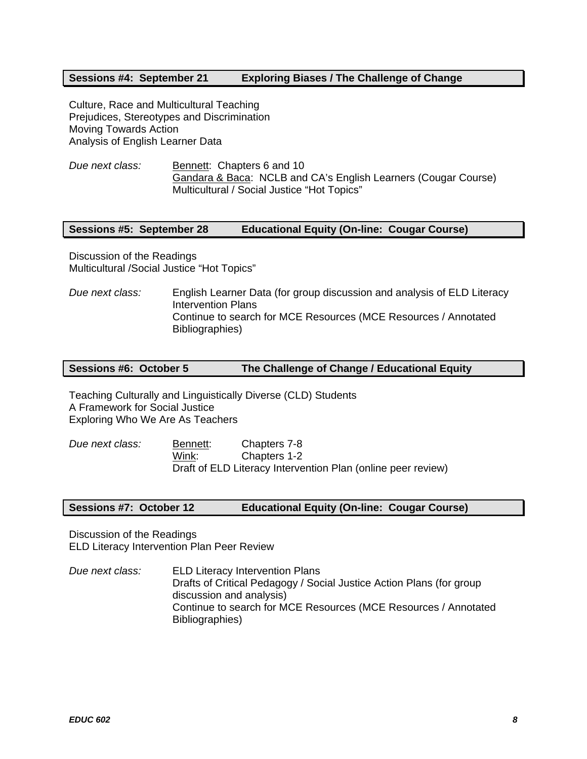### Sessions #4: September 21 — Exploring Biases / The Challenge of Change

Culture, Race and Multicultural Teaching
Prejudices, Stereotypes and Discrimination
Moving Towards Action
Analysis of English Learner Data

*Due next class:*
Bennett: Chapters 6 and 10
Gandara & Baca: NCLB and CA's English Learners (Cougar Course)
Multicultural / Social Justice "Hot Topics"

### Sessions #5: September 28 — Educational Equity (On-line: Cougar Course)

Discussion of the Readings
Multicultural /Social Justice "Hot Topics"

*Due next class:*
English Learner Data (for group discussion and analysis of ELD Literacy Intervention Plans
Continue to search for MCE Resources (MCE Resources / Annotated Bibliographies)

### Sessions #6: October 5 — The Challenge of Change / Educational Equity

Teaching Culturally and Linguistically Diverse (CLD) Students
A Framework for Social Justice
Exploring Who We Are As Teachers

*Due next class:*
Bennett: Chapters 7-8
Wink: Chapters 1-2
Draft of ELD Literacy Intervention Plan (online peer review)

### Sessions #7: October 12 — Educational Equity (On-line: Cougar Course)

Discussion of the Readings
ELD Literacy Intervention Plan Peer Review

*Due next class:*
ELD Literacy Intervention Plans
Drafts of Critical Pedagogy / Social Justice Action Plans (for group discussion and analysis)
Continue to search for MCE Resources (MCE Resources / Annotated Bibliographies)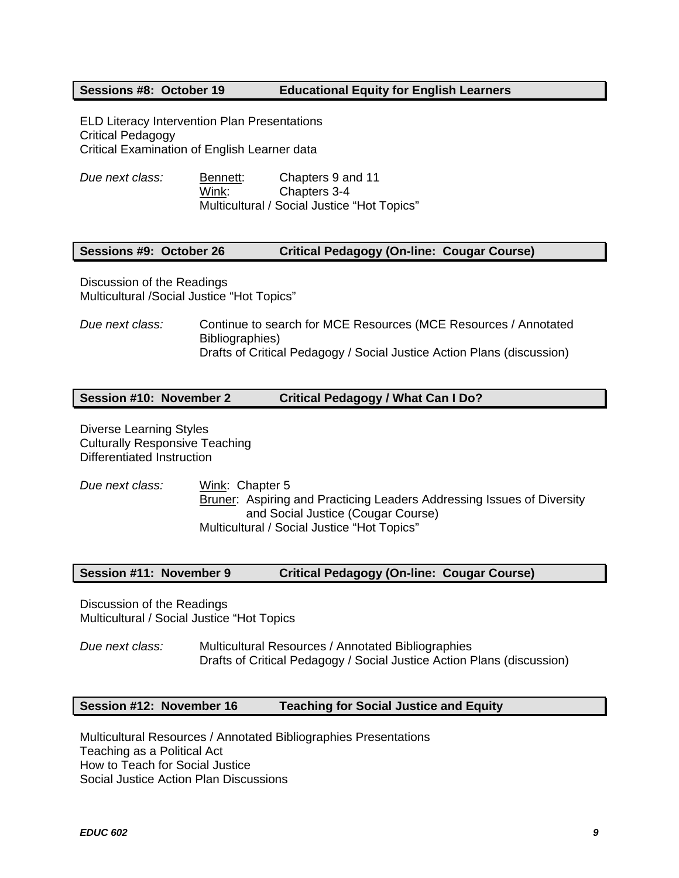### Sessions #8: October 19 — Educational Equity for English Learners

ELD Literacy Intervention Plan Presentations
Critical Pedagogy
Critical Examination of English Learner data

*Due next class:* Bennett: Chapters 9 and 11
Wink: Chapters 3-4
Multicultural / Social Justice "Hot Topics"

### Sessions #9: October 26 — Critical Pedagogy (On-line: Cougar Course)

Discussion of the Readings
Multicultural /Social Justice "Hot Topics"

*Due next class:* Continue to search for MCE Resources (MCE Resources / Annotated Bibliographies)
Drafts of Critical Pedagogy / Social Justice Action Plans (discussion)

### Session #10: November 2 — Critical Pedagogy / What Can I Do?

Diverse Learning Styles
Culturally Responsive Teaching
Differentiated Instruction

*Due next class:* Wink: Chapter 5
Bruner: Aspiring and Practicing Leaders Addressing Issues of Diversity and Social Justice (Cougar Course)
Multicultural / Social Justice "Hot Topics"

### Session #11: November 9 — Critical Pedagogy (On-line: Cougar Course)

Discussion of the Readings
Multicultural / Social Justice "Hot Topics

*Due next class:* Multicultural Resources / Annotated Bibliographies
Drafts of Critical Pedagogy / Social Justice Action Plans (discussion)

### Session #12: November 16 — Teaching for Social Justice and Equity

Multicultural Resources / Annotated Bibliographies Presentations
Teaching as a Political Act
How to Teach for Social Justice
Social Justice Action Plan Discussions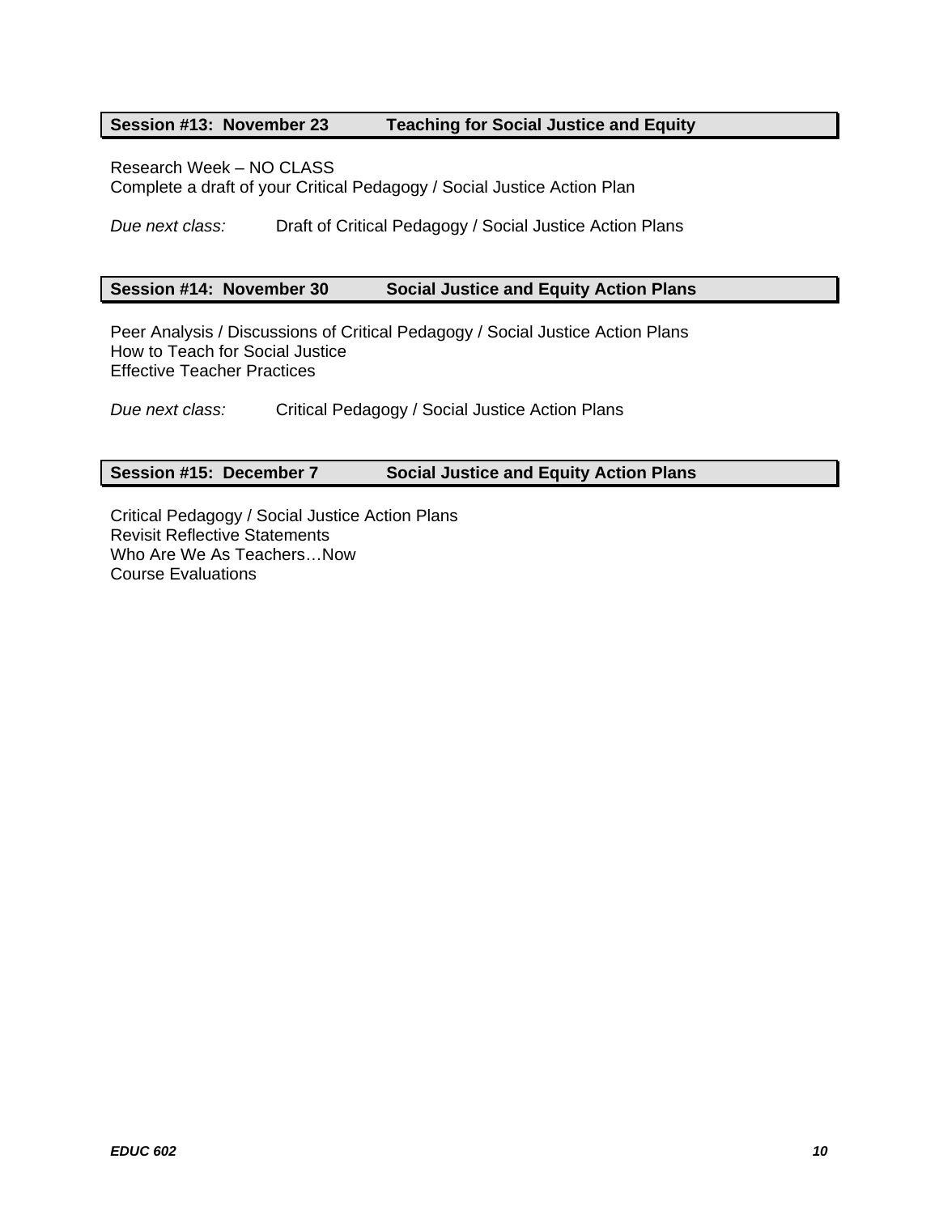### Session #13: November 23 — Teaching for Social Justice and Equity

Research Week – NO CLASS
Complete a draft of your Critical Pedagogy / Social Justice Action Plan

*Due next class:* Draft of Critical Pedagogy / Social Justice Action Plans

### Session #14: November 30 — Social Justice and Equity Action Plans

Peer Analysis / Discussions of Critical Pedagogy / Social Justice Action Plans
How to Teach for Social Justice
Effective Teacher Practices

*Due next class:* Critical Pedagogy / Social Justice Action Plans

### Session #15: December 7 — Social Justice and Equity Action Plans

Critical Pedagogy / Social Justice Action Plans
Revisit Reflective Statements
Who Are We As Teachers…Now
Course Evaluations